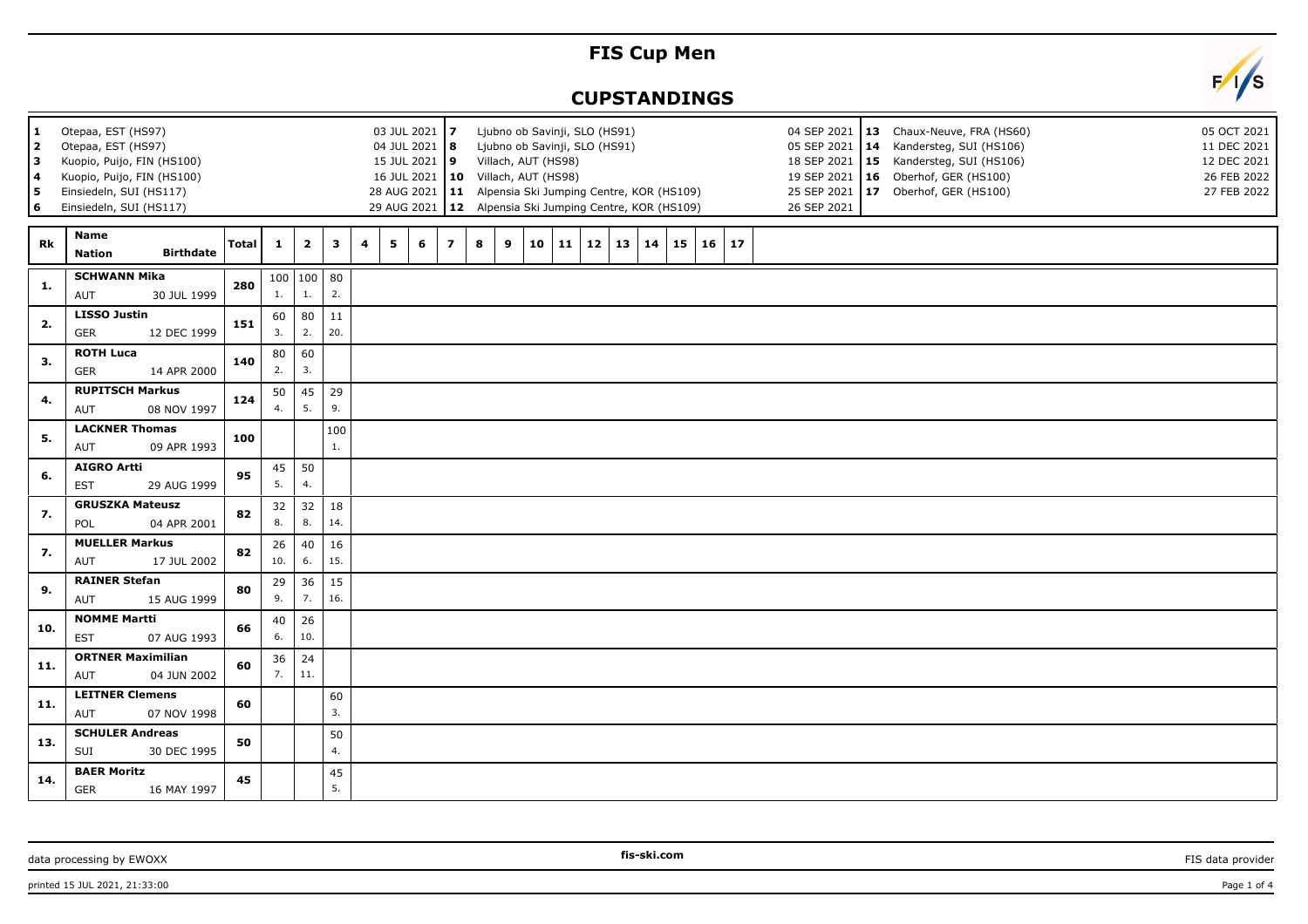# FIS Cup Men

## CUPSTANDINGS

| # | Venue | Date |
|---|---|---|
| 1 | Otepaa, EST (HS97) | 03 JUL 2021 |
| 2 | Otepaa, EST (HS97) | 04 JUL 2021 |
| 3 | Kuopio, Puijo, FIN (HS100) | 15 JUL 2021 |
| 4 | Kuopio, Puijo, FIN (HS100) | 16 JUL 2021 |
| 5 | Einsiedeln, SUI (HS117) | 28 AUG 2021 |
| 6 | Einsiedeln, SUI (HS117) | 29 AUG 2021 |
| 7 | Ljubno ob Savinji, SLO (HS91) | 04 SEP 2021 |
| 8 | Ljubno ob Savinji, SLO (HS91) | 05 SEP 2021 |
| 9 | Villach, AUT (HS98) | 18 SEP 2021 |
| 10 | Villach, AUT (HS98) | 19 SEP 2021 |
| 11 | Alpensia Ski Jumping Centre, KOR (HS109) | 25 SEP 2021 |
| 12 | Alpensia Ski Jumping Centre, KOR (HS109) | 26 SEP 2021 |
| 13 | Chaux-Neuve, FRA (HS60) | 05 OCT 2021 |
| 14 | Kandersteg, SUI (HS106) | 11 DEC 2021 |
| 15 | Kandersteg, SUI (HS106) | 12 DEC 2021 |
| 16 | Oberhof, GER (HS100) | 26 FEB 2022 |
| 17 | Oberhof, GER (HS100) | 27 FEB 2022 |

| Rk | Name | Nation | Birthdate | Total | 1 | 2 | 3 | 4 | 5 | 6 | 7 | 8 | 9 | 10 | 11 | 12 | 13 | 14 | 15 | 16 | 17 |
|---|---|---|---|---|---|---|---|---|---|---|---|---|---|---|---|---|---|---|---|---|---|
| 1. | SCHWANN Mika | AUT | 30 JUL 1999 | 280 | 100 (1.) | 100 (1.) | 80 (2.) | | | | | | | | | | | | | | |
| 2. | LISSO Justin | GER | 12 DEC 1999 | 151 | 60 (3.) | 80 (2.) | 11 (20.) | | | | | | | | | | | | | | |
| 3. | ROTH Luca | GER | 14 APR 2000 | 140 | 80 (2.) | 60 (3.) | | | | | | | | | | | | | | | |
| 4. | RUPITSCH Markus | AUT | 08 NOV 1997 | 124 | 50 (4.) | 45 (5.) | 29 (9.) | | | | | | | | | | | | | | |
| 5. | LACKNER Thomas | AUT | 09 APR 1993 | 100 | | | 100 (1.) | | | | | | | | | | | | | | |
| 6. | AIGRO Artti | EST | 29 AUG 1999 | 95 | 45 (5.) | 50 (4.) | | | | | | | | | | | | | | | |
| 7. | GRUSZKA Mateusz | POL | 04 APR 2001 | 82 | 32 (8.) | 32 (8.) | 18 (14.) | | | | | | | | | | | | | | |
| 7. | MUELLER Markus | AUT | 17 JUL 2002 | 82 | 26 (10.) | 40 (6.) | 16 (15.) | | | | | | | | | | | | | | |
| 9. | RAINER Stefan | AUT | 15 AUG 1999 | 80 | 29 (9.) | 36 (7.) | 15 (16.) | | | | | | | | | | | | | | |
| 10. | NOMME Martti | EST | 07 AUG 1993 | 66 | 40 (6.) | 26 (10.) | | | | | | | | | | | | | | | |
| 11. | ORTNER Maximilian | AUT | 04 JUN 2002 | 60 | 36 (7.) | 24 (11.) | | | | | | | | | | | | | | | |
| 11. | LEITNER Clemens | AUT | 07 NOV 1998 | 60 | | | 60 (3.) | | | | | | | | | | | | | | |
| 13. | SCHULER Andreas | SUI | 30 DEC 1995 | 50 | | | 50 (4.) | | | | | | | | | | | | | | |
| 14. | BAER Moritz | GER | 16 MAY 1997 | 45 | | | 45 (5.) | | | | | | | | | | | | | | |

data processing by EWOXX | fis-ski.com | FIS data provider

printed 15 JUL 2021, 21:33:00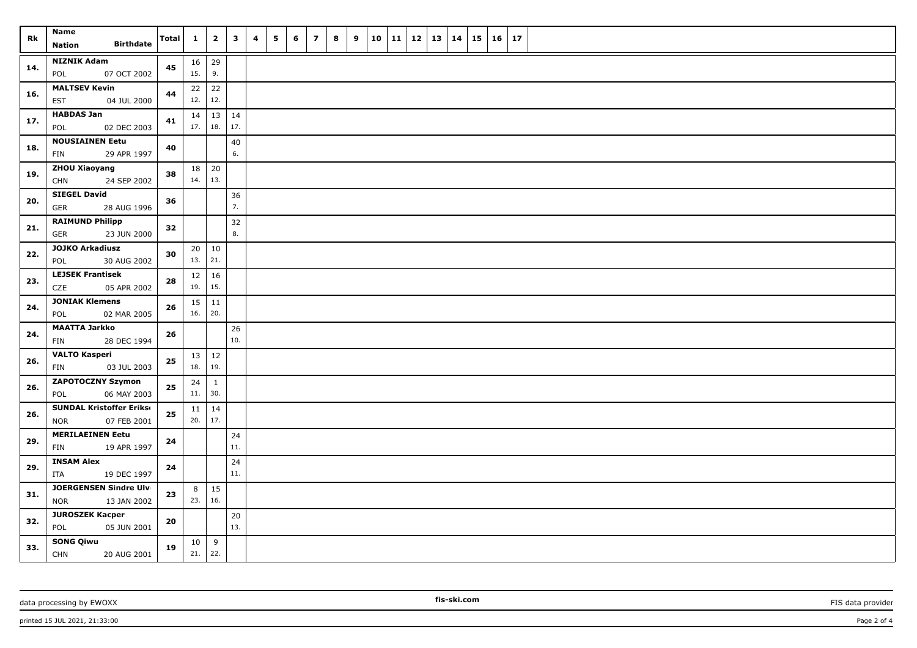| Rk | Name<br>Nation Birthdate | Total | 1 | 2 | 3 | 4 | 5 | 6 | 7 | 8 | 9 | 10 | 11 | 12 | 13 | 14 | 15 | 16 | 17 |
|---|---|---|---|---|---|---|---|---|---|---|---|---|---|---|---|---|---|---|---|
| 14. | **NIZNIK Adam**<br>POL 07 OCT 2002 | **45** | 16<br>15. | 29<br>9. | | | | | | | | | | | | | | | |
| 16. | **MALTSEV Kevin**<br>EST 04 JUL 2000 | **44** | 22<br>12. | 22<br>12. | | | | | | | | | | | | | | | |
| 17. | **HABDAS Jan**<br>POL 02 DEC 2003 | **41** | 14<br>17. | 13<br>18. | 14<br>17. | | | | | | | | | | | | | | |
| 18. | **NOUSIAINEN Eetu**<br>FIN 29 APR 1997 | **40** | | | 40<br>6. | | | | | | | | | | | | | | |
| 19. | **ZHOU Xiaoyang**<br>CHN 24 SEP 2002 | **38** | 18<br>14. | 20<br>13. | | | | | | | | | | | | | | | |
| 20. | **SIEGEL David**<br>GER 28 AUG 1996 | **36** | | | 36<br>7. | | | | | | | | | | | | | | |
| 21. | **RAIMUND Philipp**<br>GER 23 JUN 2000 | **32** | | | 32<br>8. | | | | | | | | | | | | | | |
| 22. | **JOJKO Arkadiusz**<br>POL 30 AUG 2002 | **30** | 20<br>13. | 10<br>21. | | | | | | | | | | | | | | | |
| 23. | **LEJSEK Frantisek**<br>CZE 05 APR 2002 | **28** | 12<br>19. | 16<br>15. | | | | | | | | | | | | | | | |
| 24. | **JONIAK Klemens**<br>POL 02 MAR 2005 | **26** | 15<br>16. | 11<br>20. | | | | | | | | | | | | | | | |
| 24. | **MAATTA Jarkko**<br>FIN 28 DEC 1994 | **26** | | | 26<br>10. | | | | | | | | | | | | | | |
| 26. | **VALTO Kasperi**<br>FIN 03 JUL 2003 | **25** | 13<br>18. | 12<br>19. | | | | | | | | | | | | | | | |
| 26. | **ZAPOTOCZNY Szymon**<br>POL 06 MAY 2003 | **25** | 24<br>11. | 1<br>30. | | | | | | | | | | | | | | | |
| 26. | **SUNDAL Kristoffer Eriks**<br>NOR 07 FEB 2001 | **25** | 11<br>20. | 14<br>17. | | | | | | | | | | | | | | | |
| 29. | **MERILAEINEN Eetu**<br>FIN 19 APR 1997 | **24** | | | 24<br>11. | | | | | | | | | | | | | | |
| 29. | **INSAM Alex**<br>ITA 19 DEC 1997 | **24** | | | 24<br>11. | | | | | | | | | | | | | | |
| 31. | **JOERGENSEN Sindre Ulv**<br>NOR 13 JAN 2002 | **23** | 8<br>23. | 15<br>16. | | | | | | | | | | | | | | | |
| 32. | **JUROSZEK Kacper**<br>POL 05 JUN 2001 | **20** | | | 20<br>13. | | | | | | | | | | | | | | |
| 33. | **SONG Qiwu**<br>CHN 20 AUG 2001 | **19** | 10<br>21. | 9<br>22. | | | | | | | | | | | | | | | |

data processing by EWOXX | fis-ski.com | FIS data provider

printed 15 JUL 2021, 21:33:00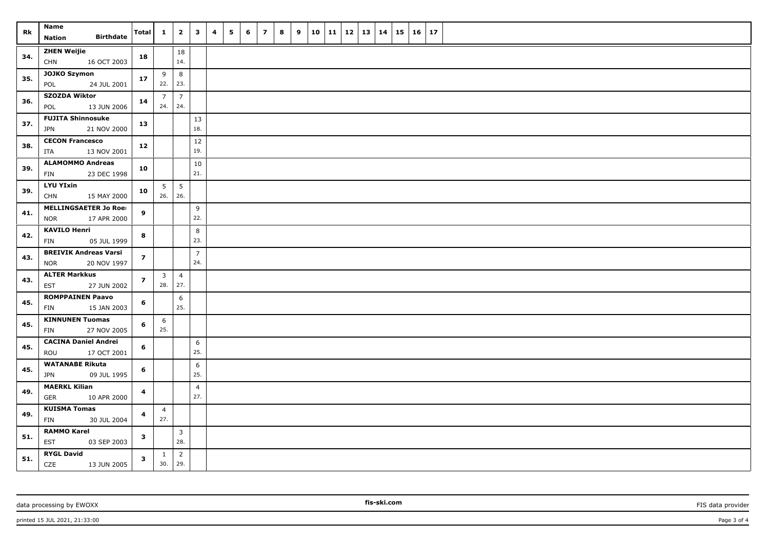| Rk | Name<br>Nation Birthdate | Total | 1 | 2 | 3 | 4 | 5 | 6 | 7 | 8 | 9 | 10 | 11 | 12 | 13 | 14 | 15 | 16 | 17 |
|---|---|---|---|---|---|---|---|---|---|---|---|---|---|---|---|---|---|---|---|
| 34. | ZHEN Weijie<br>CHN 16 OCT 2003 | 18 | | 18<br>14. | | | | | | | | | | | | | | | |
| 35. | JOJKO Szymon<br>POL 24 JUL 2001 | 17 | 9<br>22. | 8<br>23. | | | | | | | | | | | | | | | |
| 36. | SZOZDA Wiktor<br>POL 13 JUN 2006 | 14 | 7<br>24. | 7<br>24. | | | | | | | | | | | | | | | |
| 37. | FUJITA Shinnosuke<br>JPN 21 NOV 2000 | 13 | | | 13<br>18. | | | | | | | | | | | | | | |
| 38. | CECON Francesco<br>ITA 13 NOV 2001 | 12 | | | 12<br>19. | | | | | | | | | | | | | | |
| 39. | ALAMOMMO Andreas<br>FIN 23 DEC 1998 | 10 | | | 10<br>21. | | | | | | | | | | | | | | |
| 39. | LYU YIxin<br>CHN 15 MAY 2000 | 10 | 5<br>26. | 5<br>26. | | | | | | | | | | | | | | | |
| 41. | MELLINGSAETER Jo Roe<br>NOR 17 APR 2000 | 9 | | | 9<br>22. | | | | | | | | | | | | | | |
| 42. | KAVILO Henri<br>FIN 05 JUL 1999 | 8 | | | 8<br>23. | | | | | | | | | | | | | | |
| 43. | BREIVIK Andreas Varsi<br>NOR 20 NOV 1997 | 7 | | | 7<br>24. | | | | | | | | | | | | | | |
| 43. | ALTER Markkus<br>EST 27 JUN 2002 | 7 | 3<br>28. | 4<br>27. | | | | | | | | | | | | | | | |
| 45. | ROMPPAINEN Paavo<br>FIN 15 JAN 2003 | 6 | | 6<br>25. | | | | | | | | | | | | | | | |
| 45. | KINNUNEN Tuomas<br>FIN 27 NOV 2005 | 6 | 6<br>25. | | | | | | | | | | | | | | | | |
| 45. | CACINA Daniel Andrei<br>ROU 17 OCT 2001 | 6 | | | 6<br>25. | | | | | | | | | | | | | | |
| 45. | WATANABE Rikuta<br>JPN 09 JUL 1995 | 6 | | | 6<br>25. | | | | | | | | | | | | | | |
| 49. | MAERKL Kilian<br>GER 10 APR 2000 | 4 | | | 4<br>27. | | | | | | | | | | | | | | |
| 49. | KUISMA Tomas<br>FIN 30 JUL 2004 | 4 | 4<br>27. | | | | | | | | | | | | | | | | |
| 51. | RAMMO Karel<br>EST 03 SEP 2003 | 3 | | 3<br>28. | | | | | | | | | | | | | | | |
| 51. | RYGL David<br>CZE 13 JUN 2005 | 3 | 1<br>30. | 2<br>29. | | | | | | | | | | | | | | | |

data processing by EWOXX fis-ski.com FIS data provider

printed 15 JUL 2021, 21:33:00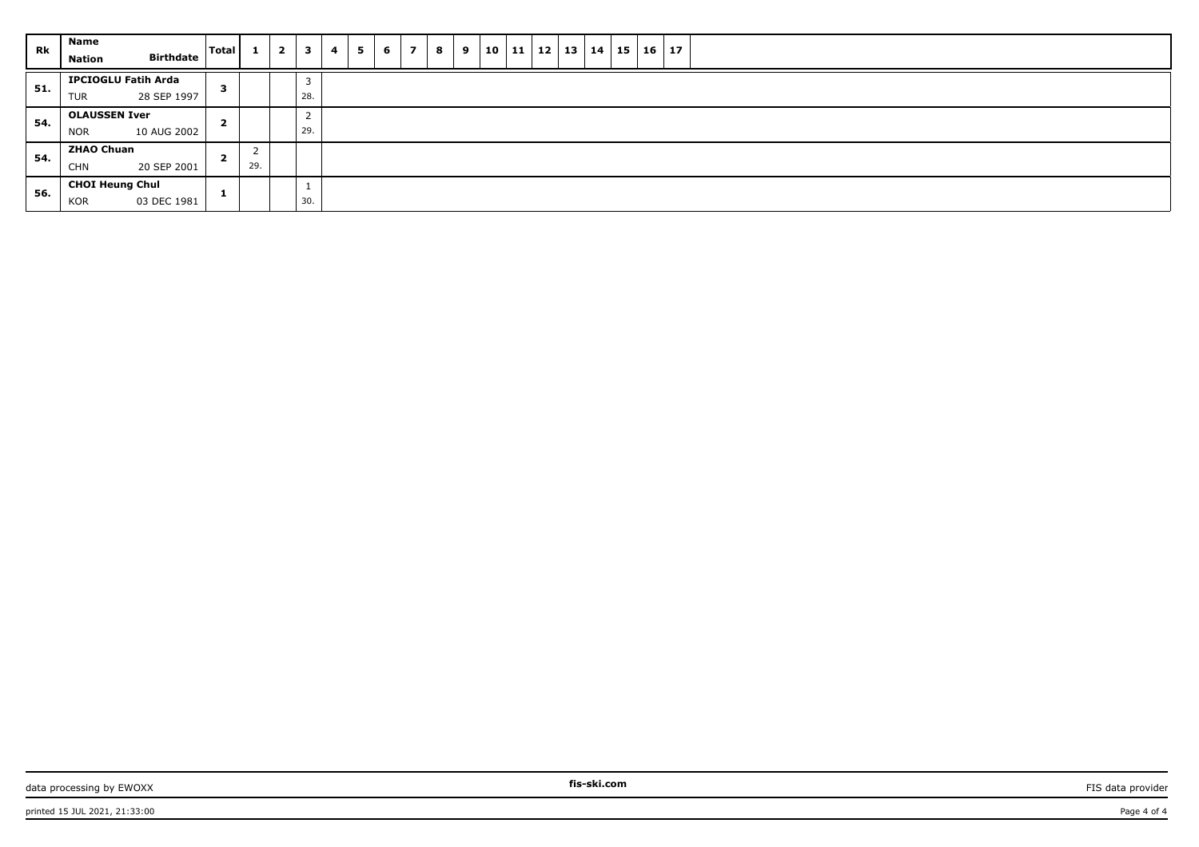| Rk | Name<br>Nation Birthdate | Total | 1 | 2 | 3 | 4 | 5 | 6 | 7 | 8 | 9 | 10 | 11 | 12 | 13 | 14 | 15 | 16 | 17 |
|---|---|---|---|---|---|---|---|---|---|---|---|---|---|---|---|---|---|---|---|
| 51. | **IPCIOGLU Fatih Arda**<br>TUR 28 SEP 1997 | 3 | | | 3<br>28. | | | | | | | | | | | | | | |
| 54. | **OLAUSSEN Iver**<br>NOR 10 AUG 2002 | 2 | | | 2<br>29. | | | | | | | | | | | | | | |
| 54. | **ZHAO Chuan**<br>CHN 20 SEP 2001 | 2 | 2<br>29. | | | | | | | | | | | | | | | | |
| 56. | **CHOI Heung Chul**<br>KOR 03 DEC 1981 | 1 | | | 1<br>30. | | | | | | | | | | | | | | |

data processing by EWOXX

fis-ski.com

FIS data provider

printed 15 JUL 2021, 21:33:00